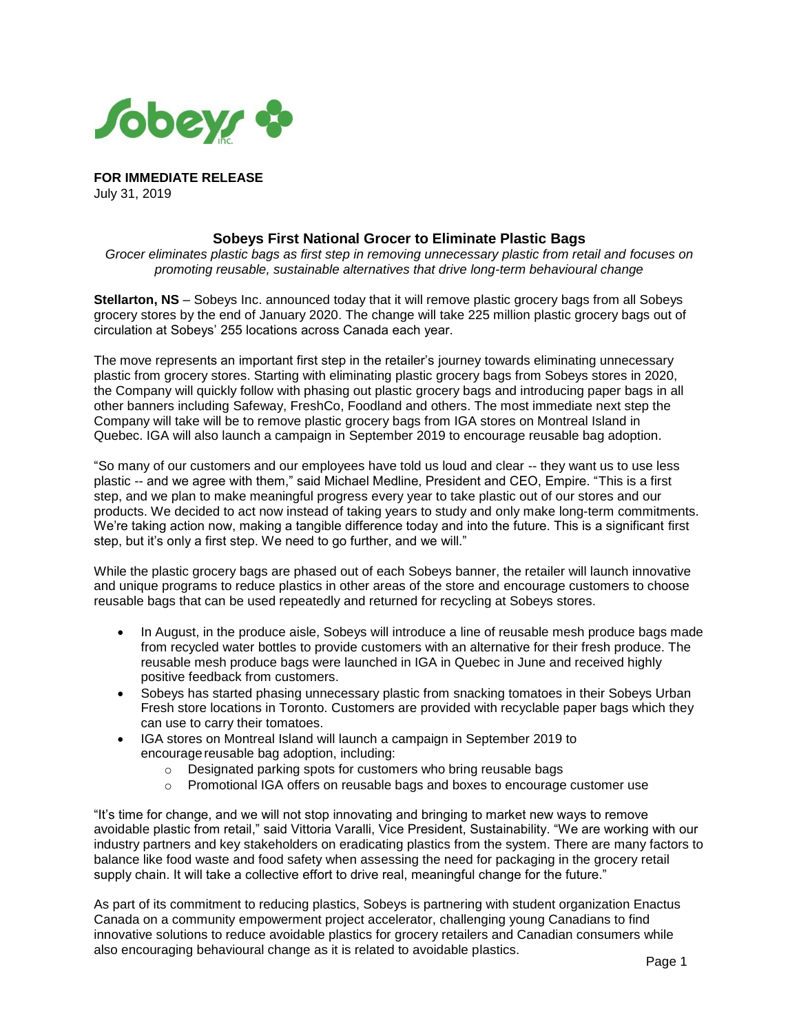**FOR IMMEDIATE RELEASE**
July 31, 2019

## Sobeys First National Grocer to Eliminate Plastic Bags

*Grocer eliminates plastic bags as first step in removing unnecessary plastic from retail and focuses on promoting reusable, sustainable alternatives that drive long-term behavioural change*

**Stellarton, NS** – Sobeys Inc. announced today that it will remove plastic grocery bags from all Sobeys grocery stores by the end of January 2020. The change will take 225 million plastic grocery bags out of circulation at Sobeys' 255 locations across Canada each year.

The move represents an important first step in the retailer's journey towards eliminating unnecessary plastic from grocery stores. Starting with eliminating plastic grocery bags from Sobeys stores in 2020, the Company will quickly follow with phasing out plastic grocery bags and introducing paper bags in all other banners including Safeway, FreshCo, Foodland and others. The most immediate next step the Company will take will be to remove plastic grocery bags from IGA stores on Montreal Island in Quebec. IGA will also launch a campaign in September 2019 to encourage reusable bag adoption.

"So many of our customers and our employees have told us loud and clear -- they want us to use less plastic -- and we agree with them," said Michael Medline, President and CEO, Empire. "This is a first step, and we plan to make meaningful progress every year to take plastic out of our stores and our products. We decided to act now instead of taking years to study and only make long-term commitments. We're taking action now, making a tangible difference today and into the future. This is a significant first step, but it's only a first step. We need to go further, and we will."

While the plastic grocery bags are phased out of each Sobeys banner, the retailer will launch innovative and unique programs to reduce plastics in other areas of the store and encourage customers to choose reusable bags that can be used repeatedly and returned for recycling at Sobeys stores.

- In August, in the produce aisle, Sobeys will introduce a line of reusable mesh produce bags made from recycled water bottles to provide customers with an alternative for their fresh produce. The reusable mesh produce bags were launched in IGA in Quebec in June and received highly positive feedback from customers.
- Sobeys has started phasing unnecessary plastic from snacking tomatoes in their Sobeys Urban Fresh store locations in Toronto. Customers are provided with recyclable paper bags which they can use to carry their tomatoes.
- IGA stores on Montreal Island will launch a campaign in September 2019 to encourage reusable bag adoption, including:
  - Designated parking spots for customers who bring reusable bags
  - Promotional IGA offers on reusable bags and boxes to encourage customer use

"It's time for change, and we will not stop innovating and bringing to market new ways to remove avoidable plastic from retail," said Vittoria Varalli, Vice President, Sustainability. "We are working with our industry partners and key stakeholders on eradicating plastics from the system. There are many factors to balance like food waste and food safety when assessing the need for packaging in the grocery retail supply chain. It will take a collective effort to drive real, meaningful change for the future."

As part of its commitment to reducing plastics, Sobeys is partnering with student organization Enactus Canada on a community empowerment project accelerator, challenging young Canadians to find innovative solutions to reduce avoidable plastics for grocery retailers and Canadian consumers while also encouraging behavioural change as it is related to avoidable plastics.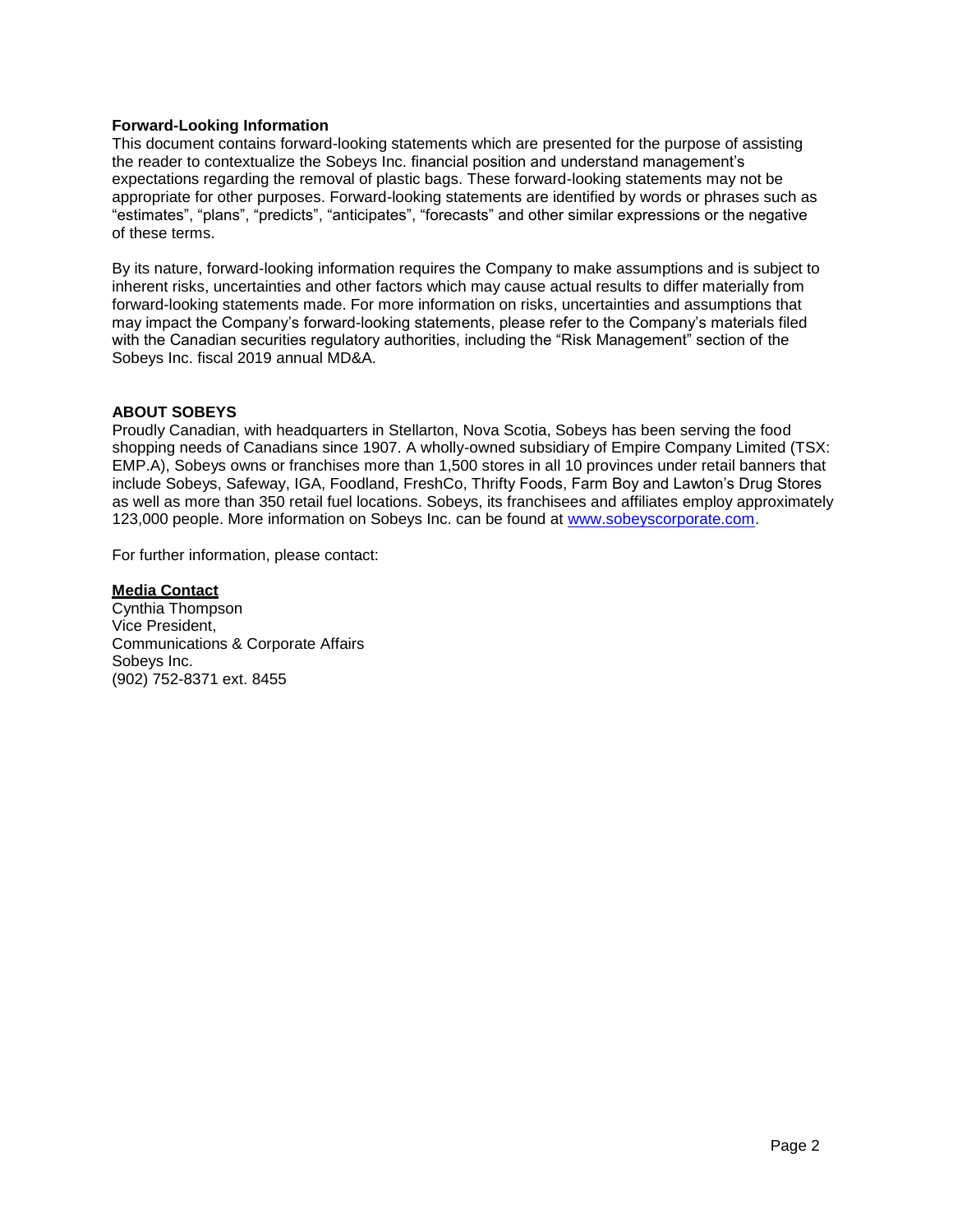**Forward-Looking Information**

This document contains forward-looking statements which are presented for the purpose of assisting the reader to contextualize the Sobeys Inc. financial position and understand management's expectations regarding the removal of plastic bags. These forward-looking statements may not be appropriate for other purposes. Forward-looking statements are identified by words or phrases such as "estimates", "plans", "predicts", "anticipates", "forecasts" and other similar expressions or the negative of these terms.

By its nature, forward-looking information requires the Company to make assumptions and is subject to inherent risks, uncertainties and other factors which may cause actual results to differ materially from forward-looking statements made. For more information on risks, uncertainties and assumptions that may impact the Company's forward-looking statements, please refer to the Company's materials filed with the Canadian securities regulatory authorities, including the "Risk Management" section of the Sobeys Inc. fiscal 2019 annual MD&A.

**ABOUT SOBEYS**

Proudly Canadian, with headquarters in Stellarton, Nova Scotia, Sobeys has been serving the food shopping needs of Canadians since 1907. A wholly-owned subsidiary of Empire Company Limited (TSX: EMP.A), Sobeys owns or franchises more than 1,500 stores in all 10 provinces under retail banners that include Sobeys, Safeway, IGA, Foodland, FreshCo, Thrifty Foods, Farm Boy and Lawton's Drug Stores as well as more than 350 retail fuel locations. Sobeys, its franchisees and affiliates employ approximately 123,000 people. More information on Sobeys Inc. can be found at [www.sobeyscorporate.com](http://www.sobeyscorporate.com).

For further information, please contact:

**Media Contact**

Cynthia Thompson
Vice President,
Communications & Corporate Affairs
Sobeys Inc.
(902) 752-8371 ext. 8455